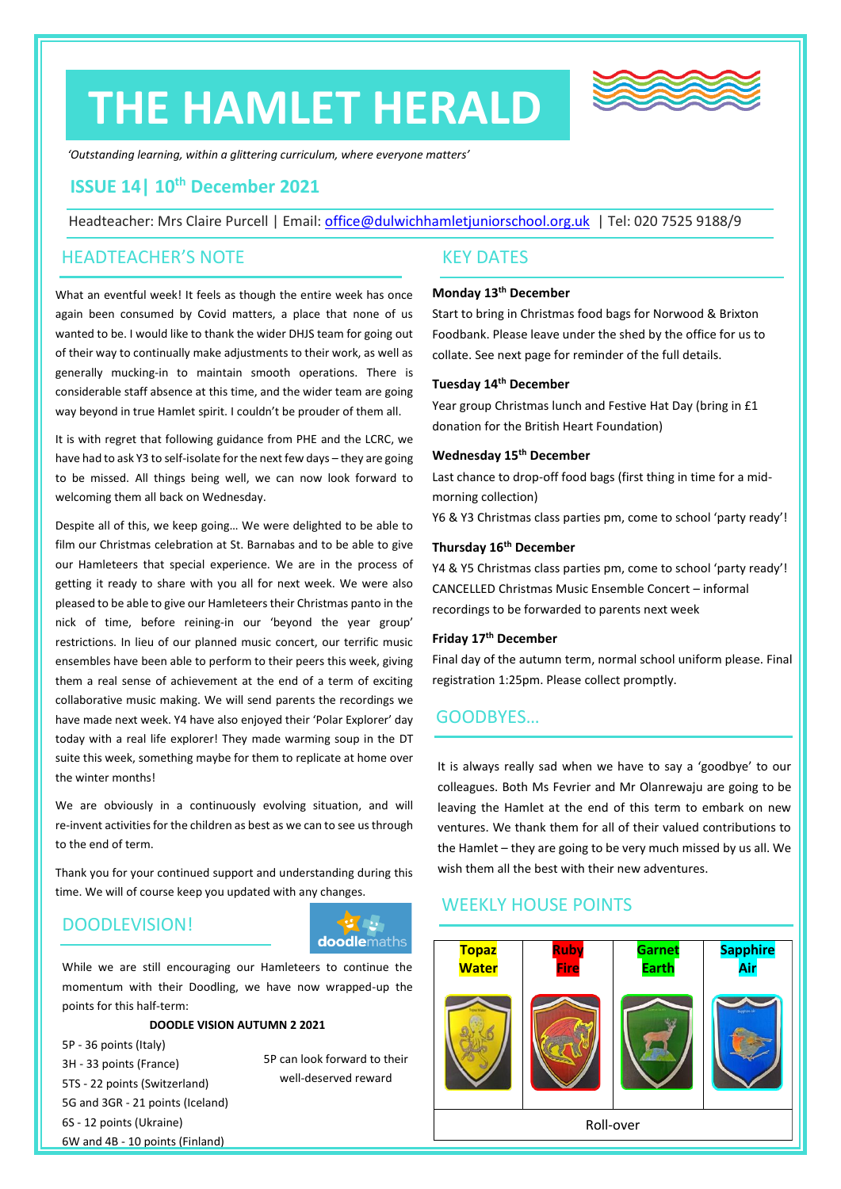# THE HAMLET HERALD

*'Outstanding learning, within a glittering curriculum, where everyone matters'*

## ISSUE 14| 10th December 2021

Headteacher: Mrs Claire Purcell | Email: office@dulwichhamletjuniorschool.org.uk | Tel: 020 7525 9188/9

## HEADTEACHER'S NOTE

What an eventful week! It feels as though the entire week has once again been consumed by Covid matters, a place that none of us wanted to be. I would like to thank the wider DHJS team for going out of their way to continually make adjustments to their work, as well as generally mucking-in to maintain smooth operations. There is considerable staff absence at this time, and the wider team are going way beyond in true Hamlet spirit. I couldn't be prouder of them all.

It is with regret that following guidance from PHE and the LCRC, we have had to ask Y3 to self-isolate for the next few days – they are going to be missed. All things being well, we can now look forward to welcoming them all back on Wednesday.

Despite all of this, we keep going… We were delighted to be able to film our Christmas celebration at St. Barnabas and to be able to give our Hamleteers that special experience. We are in the process of getting it ready to share with you all for next week. We were also pleased to be able to give our Hamleteers their Christmas panto in the nick of time, before reining-in our 'beyond the year group' restrictions. In lieu of our planned music concert, our terrific music ensembles have been able to perform to their peers this week, giving them a real sense of achievement at the end of a term of exciting collaborative music making. We will send parents the recordings we have made next week. Y4 have also enjoyed their 'Polar Explorer' day today with a real life explorer! They made warming soup in the DT suite this week, something maybe for them to replicate at home over the winter months!

We are obviously in a continuously evolving situation, and will re-invent activities for the children as best as we can to see us through to the end of term.

Thank you for your continued support and understanding during this time. We will of course keep you updated with any changes.

## DOODLEVISION!

doodlemaths

While we are still encouraging our Hamleteers to continue the momentum with their Doodling, we have now wrapped-up the points for this half-term:

**DOODLE VISION AUTUMN 2 2021**

- 5P - 36 points (Italy)
- 3H - 33 points (France)
- 5TS - 22 points (Switzerland)
- 5G and 3GR - 21 points (Iceland)
- 6S - 12 points (Ukraine)
- 6W and 4B - 10 points (Finland)

5P can look forward to their well-deserved reward

## KEY DATES

**Monday 13th December**

Start to bring in Christmas food bags for Norwood & Brixton Foodbank. Please leave under the shed by the office for us to collate. See next page for reminder of the full details.

**Tuesday 14th December**

Year group Christmas lunch and Festive Hat Day (bring in £1 donation for the British Heart Foundation)

**Wednesday 15th December**

Last chance to drop-off food bags (first thing in time for a mid-morning collection)

Y6 & Y3 Christmas class parties pm, come to school 'party ready'!

**Thursday 16th December**

Y4 & Y5 Christmas class parties pm, come to school 'party ready'!

CANCELLED Christmas Music Ensemble Concert – informal recordings to be forwarded to parents next week

**Friday 17th December**

Final day of the autumn term, normal school uniform please. Final registration 1:25pm. Please collect promptly.

## GOODBYES…

It is always really sad when we have to say a 'goodbye' to our colleagues. Both Ms Fevrier and Mr Olanrewaju are going to be leaving the Hamlet at the end of this term to embark on new ventures. We thank them for all of their valued contributions to the Hamlet – they are going to be very much missed by us all. We wish them all the best with their new adventures.

## WEEKLY HOUSE POINTS

| Topaz Water | Ruby Fire | Garnet Earth | Sapphire Air |
|---|---|---|---|
| Roll-over | | | |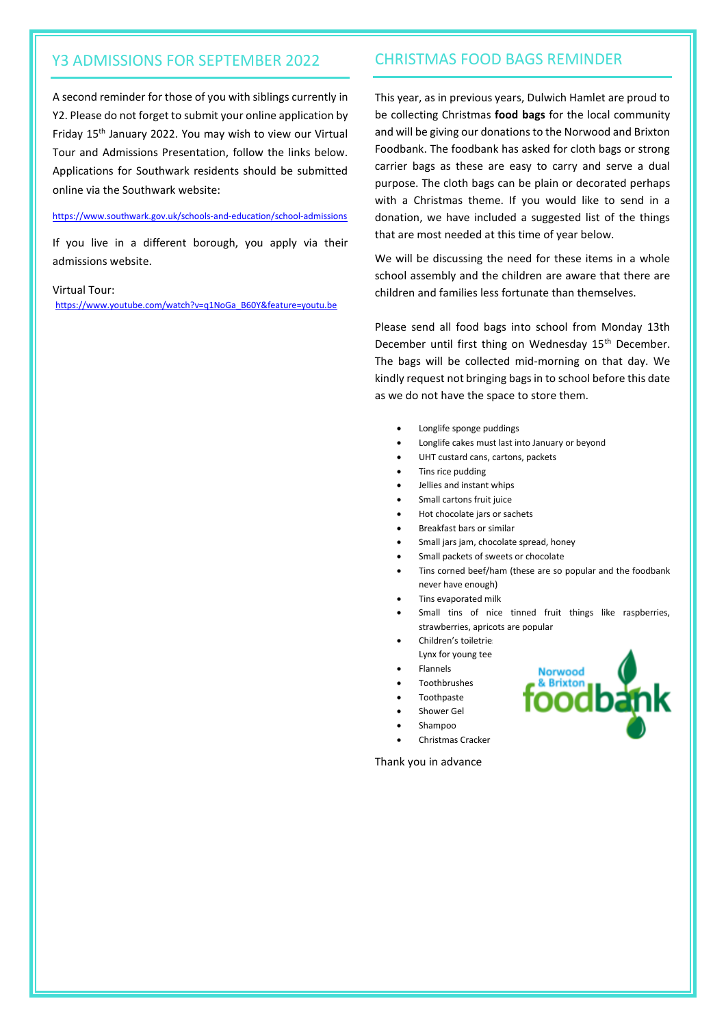## Y3 ADMISSIONS FOR SEPTEMBER 2022

A second reminder for those of you with siblings currently in Y2. Please do not forget to submit your online application by Friday 15th January 2022. You may wish to view our Virtual Tour and Admissions Presentation, follow the links below. Applications for Southwark residents should be submitted online via the Southwark website:

https://www.southwark.gov.uk/schools-and-education/school-admissions

If you live in a different borough, you apply via their admissions website.

Virtual Tour:
https://www.youtube.com/watch?v=q1NoGa_B60Y&feature=youtu.be

## CHRISTMAS FOOD BAGS REMINDER

This year, as in previous years, Dulwich Hamlet are proud to be collecting Christmas **food bags** for the local community and will be giving our donations to the Norwood and Brixton Foodbank. The foodbank has asked for cloth bags or strong carrier bags as these are easy to carry and serve a dual purpose. The cloth bags can be plain or decorated perhaps with a Christmas theme. If you would like to send in a donation, we have included a suggested list of the things that are most needed at this time of year below.

We will be discussing the need for these items in a whole school assembly and the children are aware that there are children and families less fortunate than themselves.

Please send all food bags into school from Monday 13th December until first thing on Wednesday 15th December. The bags will be collected mid-morning on that day. We kindly request not bringing bags in to school before this date as we do not have the space to store them.

- Longlife sponge puddings
- Longlife cakes must last into January or beyond
- UHT custard cans, cartons, packets
- Tins rice pudding
- Jellies and instant whips
- Small cartons fruit juice
- Hot chocolate jars or sachets
- Breakfast bars or similar
- Small jars jam, chocolate spread, honey
- Small packets of sweets or chocolate
- Tins corned beef/ham (these are so popular and the foodbank never have enough)
- Tins evaporated milk
- Small tins of nice tinned fruit things like raspberries, strawberries, apricots are popular
- Children's toiletrie
  Lynx for young tee
- Flannels
- Toothbrushes
- Toothpaste
- Shower Gel
- Shampoo
- Christmas Cracker

Norwood & Brixton foodbank

Thank you in advance